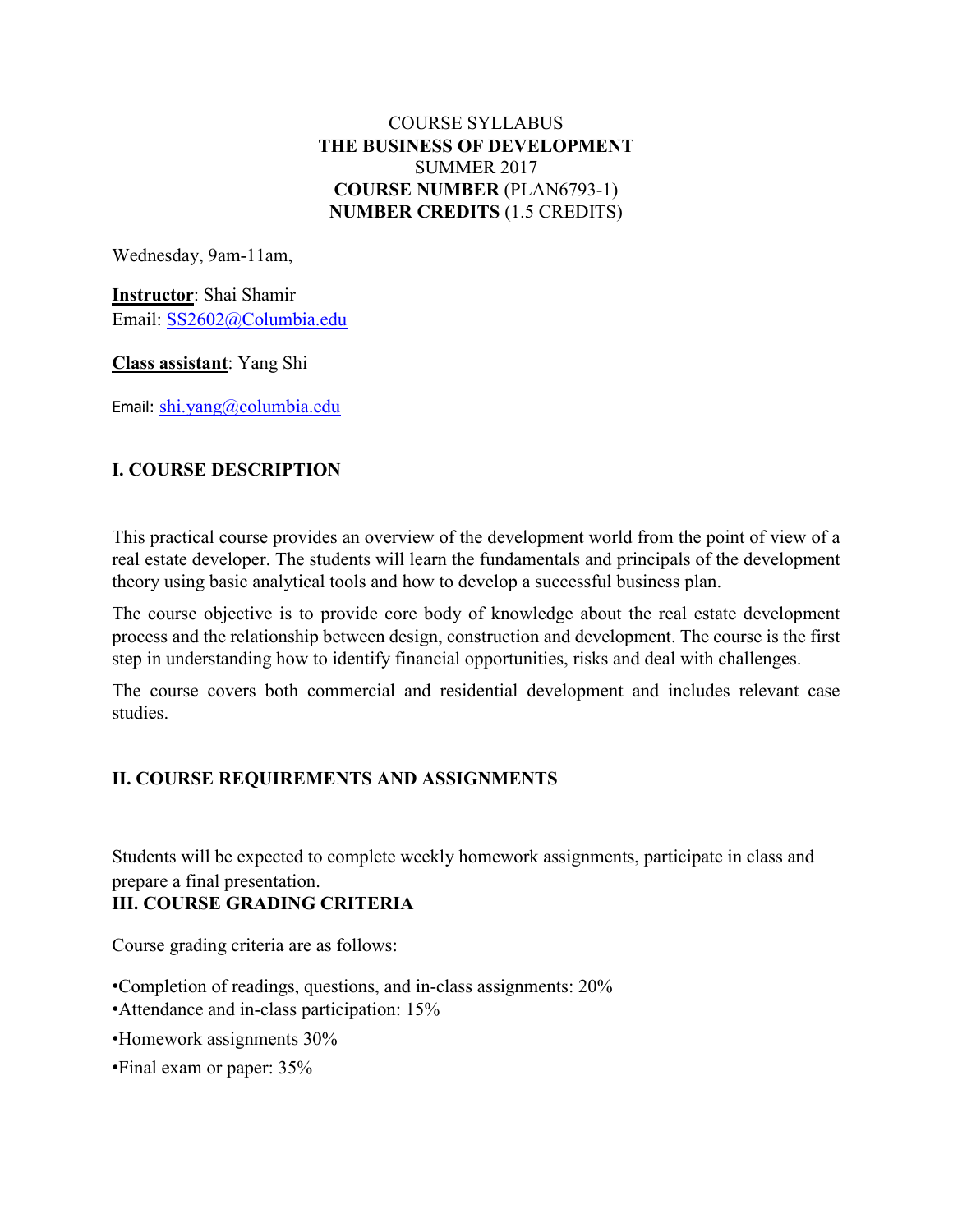COURSE SYLLABUS

**THE BUSINESS OF DEVELOPMENT**

SUMMER 2017

**COURSE NUMBER** (PLAN6793-1)

**NUMBER CREDITS** (1.5 CREDITS)

Wednesday, 9am-11am,

**Instructor**: Shai Shamir
Email: SS2602@Columbia.edu

**Class assistant**: Yang Shi

Email: shi.yang@columbia.edu

## I. COURSE DESCRIPTION

This practical course provides an overview of the development world from the point of view of a real estate developer. The students will learn the fundamentals and principals of the development theory using basic analytical tools and how to develop a successful business plan.

The course objective is to provide core body of knowledge about the real estate development process and the relationship between design, construction and development. The course is the first step in understanding how to identify financial opportunities, risks and deal with challenges.

The course covers both commercial and residential development and includes relevant case studies.

## II. COURSE REQUIREMENTS AND ASSIGNMENTS

Students will be expected to complete weekly homework assignments, participate in class and prepare a final presentation.

## III. COURSE GRADING CRITERIA

Course grading criteria are as follows:

- Completion of readings, questions, and in-class assignments: 20%
- Attendance and in-class participation: 15%
- Homework assignments 30%
- Final exam or paper: 35%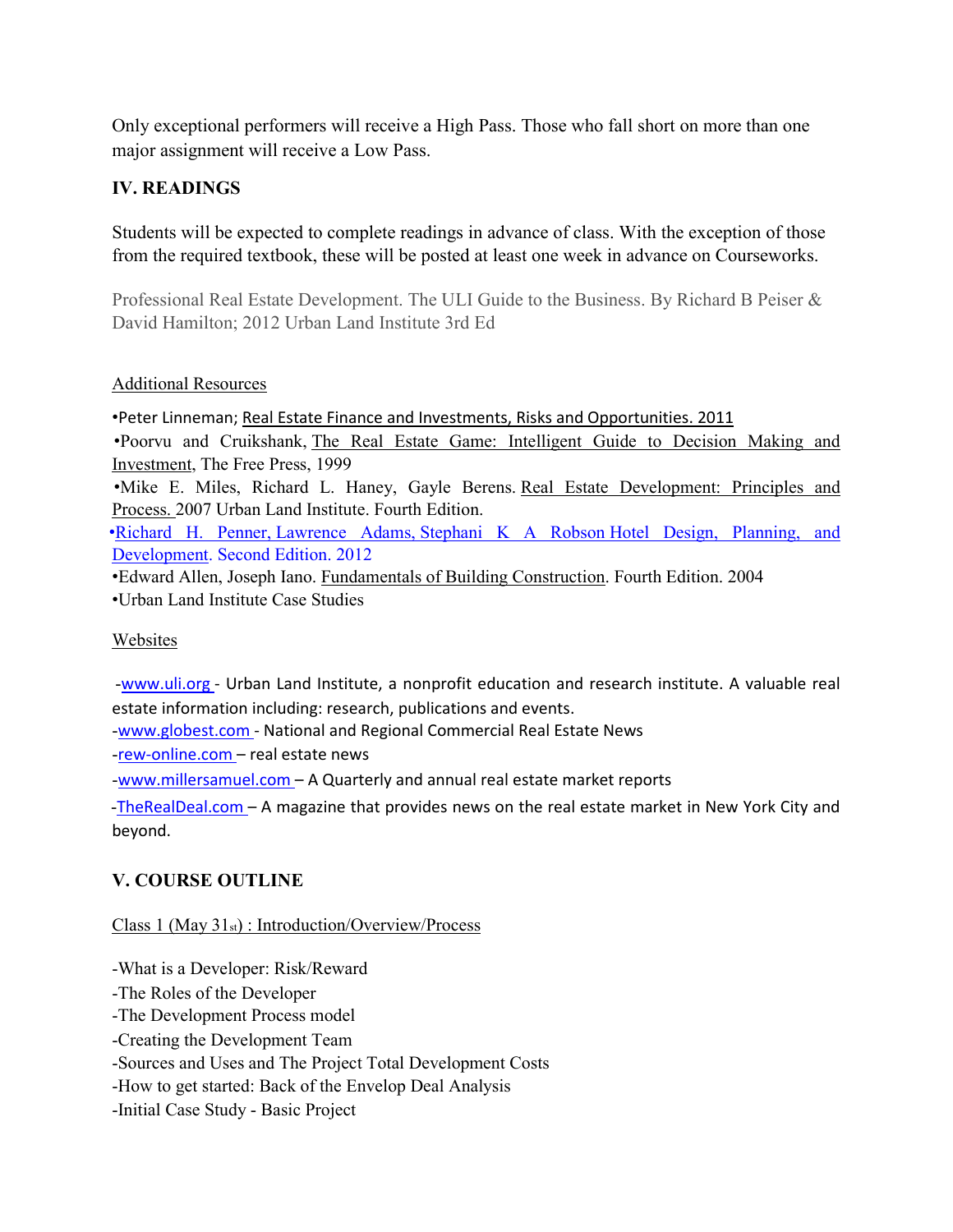Only exceptional performers will receive a High Pass. Those who fall short on more than one major assignment will receive a Low Pass.

## IV. READINGS

Students will be expected to complete readings in advance of class. With the exception of those from the required textbook, these will be posted at least one week in advance on Courseworks.

Professional Real Estate Development. The ULI Guide to the Business. By Richard B Peiser & David Hamilton; 2012 Urban Land Institute 3rd Ed

Additional Resources

- Peter Linneman; Real Estate Finance and Investments, Risks and Opportunities. 2011
- Poorvu and Cruikshank, The Real Estate Game: Intelligent Guide to Decision Making and Investment, The Free Press, 1999
- Mike E. Miles, Richard L. Haney, Gayle Berens. Real Estate Development: Principles and Process. 2007 Urban Land Institute. Fourth Edition.
- Richard H. Penner, Lawrence Adams, Stephani K A Robson Hotel Design, Planning, and Development. Second Edition. 2012
- Edward Allen, Joseph Iano. Fundamentals of Building Construction. Fourth Edition. 2004
- Urban Land Institute Case Studies

Websites

- www.uli.org - Urban Land Institute, a nonprofit education and research institute. A valuable real estate information including: research, publications and events.
- www.globest.com - National and Regional Commercial Real Estate News
- rew-online.com – real estate news
- www.millersamuel.com – A Quarterly and annual real estate market reports
- TheRealDeal.com – A magazine that provides news on the real estate market in New York City and beyond.

## V. COURSE OUTLINE

Class 1 (May 31st) : Introduction/Overview/Process

- What is a Developer: Risk/Reward
- The Roles of the Developer
- The Development Process model
- Creating the Development Team
- Sources and Uses and The Project Total Development Costs
- How to get started: Back of the Envelop Deal Analysis
- Initial Case Study - Basic Project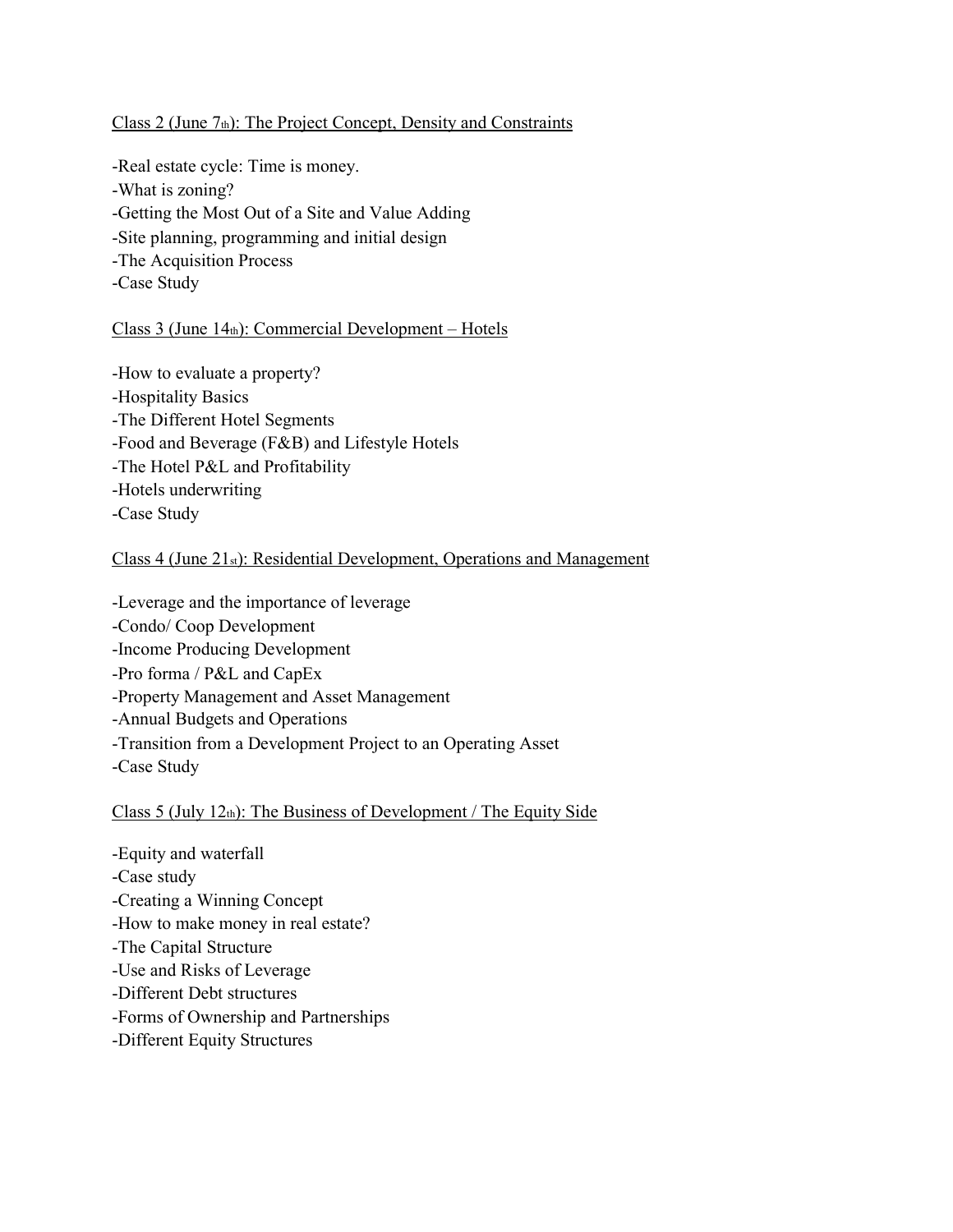Class 2 (June 7th): The Project Concept, Density and Constraints

-Real estate cycle: Time is money.
-What is zoning?
-Getting the Most Out of a Site and Value Adding
-Site planning, programming and initial design
-The Acquisition Process
-Case Study

Class 3 (June 14th): Commercial Development – Hotels

-How to evaluate a property?
-Hospitality Basics
-The Different Hotel Segments
-Food and Beverage (F&B) and Lifestyle Hotels
-The Hotel P&L and Profitability
-Hotels underwriting
-Case Study

Class 4 (June 21st): Residential Development, Operations and Management

-Leverage and the importance of leverage
-Condo/ Coop Development
-Income Producing Development
-Pro forma / P&L and CapEx
-Property Management and Asset Management
-Annual Budgets and Operations
-Transition from a Development Project to an Operating Asset
-Case Study

Class 5 (July 12th): The Business of Development / The Equity Side

-Equity and waterfall
-Case study
-Creating a Winning Concept
-How to make money in real estate?
-The Capital Structure
-Use and Risks of Leverage
-Different Debt structures
-Forms of Ownership and Partnerships
-Different Equity Structures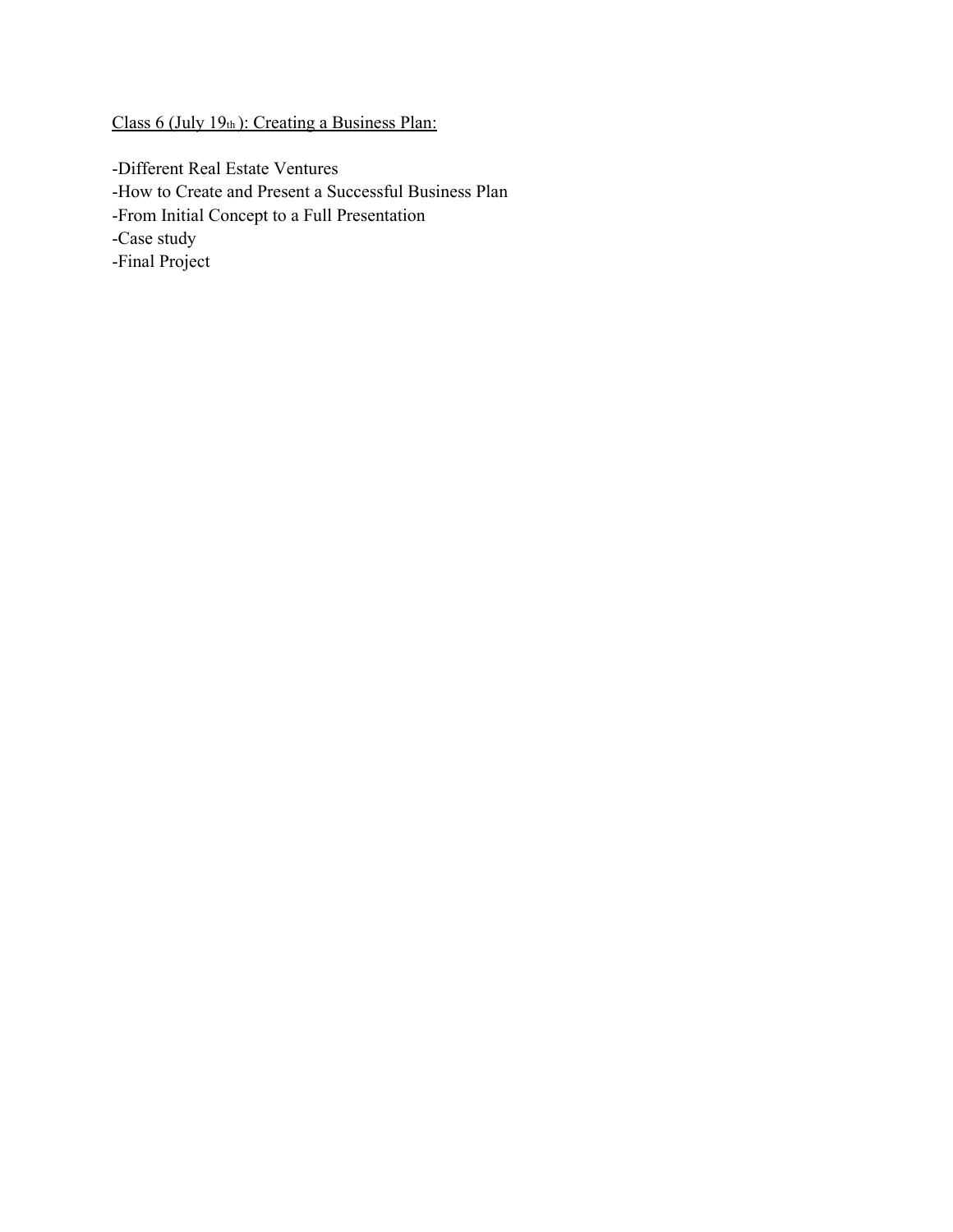<u>Class 6 (July 19th): Creating a Business Plan:</u>

-Different Real Estate Ventures
-How to Create and Present a Successful Business Plan
-From Initial Concept to a Full Presentation
-Case study
-Final Project